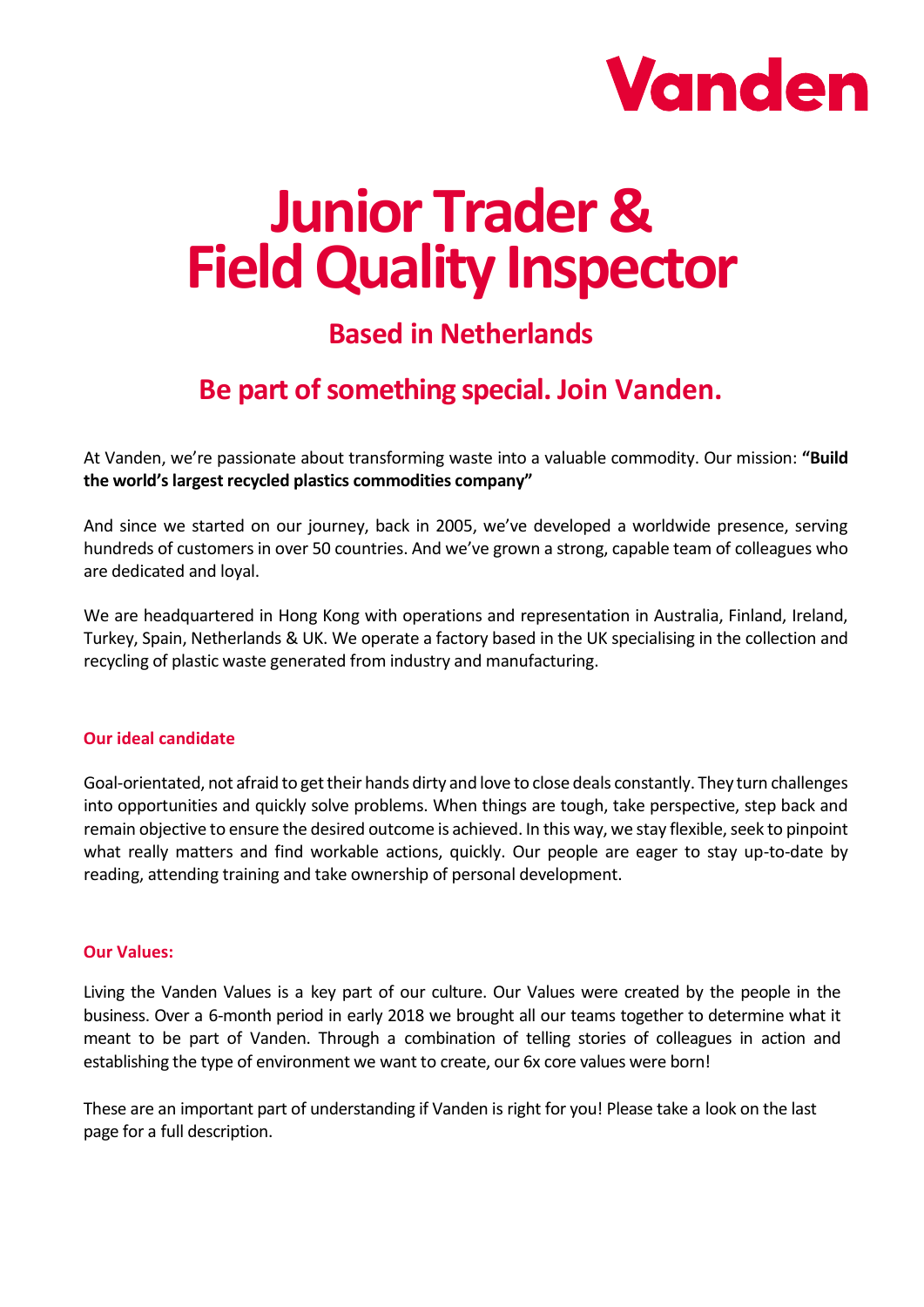Vanden

# Junior Trader & Field Quality Inspector

## Based in Netherlands

## Be part of something special. Join Vanden.

At Vanden, we're passionate about transforming waste into a valuable commodity. Our mission: **"Build the world's largest recycled plastics commodities company"**

And since we started on our journey, back in 2005, we've developed a worldwide presence, serving hundreds of customers in over 50 countries. And we've grown a strong, capable team of colleagues who are dedicated and loyal.

We are headquartered in Hong Kong with operations and representation in Australia, Finland, Ireland, Turkey, Spain, Netherlands & UK. We operate a factory based in the UK specialising in the collection and recycling of plastic waste generated from industry and manufacturing.

### Our ideal candidate

Goal-orientated, not afraid to get their hands dirty and love to close deals constantly. They turn challenges into opportunities and quickly solve problems. When things are tough, take perspective, step back and remain objective to ensure the desired outcome is achieved. In this way, we stay flexible, seek to pinpoint what really matters and find workable actions, quickly. Our people are eager to stay up-to-date by reading, attending training and take ownership of personal development.

### Our Values:

Living the Vanden Values is a key part of our culture. Our Values were created by the people in the business. Over a 6-month period in early 2018 we brought all our teams together to determine what it meant to be part of Vanden. Through a combination of telling stories of colleagues in action and establishing the type of environment we want to create, our 6x core values were born!

These are an important part of understanding if Vanden is right for you! Please take a look on the last page for a full description.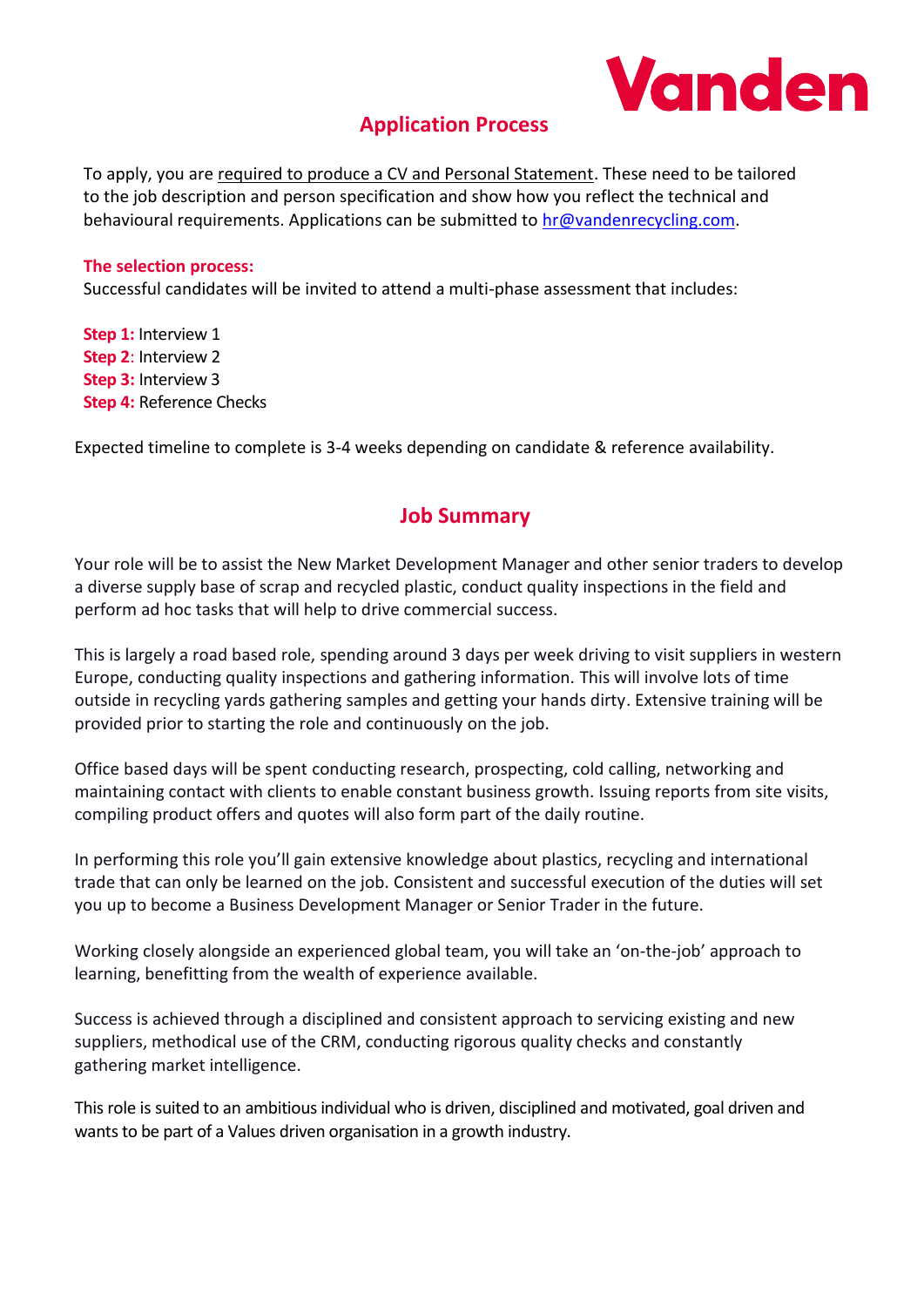## Application Process

To apply, you are required to produce a CV and Personal Statement. These need to be tailored to the job description and person specification and show how you reflect the technical and behavioural requirements. Applications can be submitted to [hr@vandenrecycling.com](mailto:hr@vandenrecycling.com).

**The selection process:**

Successful candidates will be invited to attend a multi-phase assessment that includes:

**Step 1:** Interview 1
**Step 2**: Interview 2
**Step 3:** Interview 3
**Step 4:** Reference Checks

Expected timeline to complete is 3-4 weeks depending on candidate & reference availability.

## Job Summary

Your role will be to assist the New Market Development Manager and other senior traders to develop a diverse supply base of scrap and recycled plastic, conduct quality inspections in the field and perform ad hoc tasks that will help to drive commercial success.

This is largely a road based role, spending around 3 days per week driving to visit suppliers in western Europe, conducting quality inspections and gathering information. This will involve lots of time outside in recycling yards gathering samples and getting your hands dirty. Extensive training will be provided prior to starting the role and continuously on the job.

Office based days will be spent conducting research, prospecting, cold calling, networking and maintaining contact with clients to enable constant business growth. Issuing reports from site visits, compiling product offers and quotes will also form part of the daily routine.

In performing this role you'll gain extensive knowledge about plastics, recycling and international trade that can only be learned on the job. Consistent and successful execution of the duties will set you up to become a Business Development Manager or Senior Trader in the future.

Working closely alongside an experienced global team, you will take an 'on-the-job' approach to learning, benefitting from the wealth of experience available.

Success is achieved through a disciplined and consistent approach to servicing existing and new suppliers, methodical use of the CRM, conducting rigorous quality checks and constantly gathering market intelligence.

This role is suited to an ambitious individual who is driven, disciplined and motivated, goal driven and wants to be part of a Values driven organisation in a growth industry.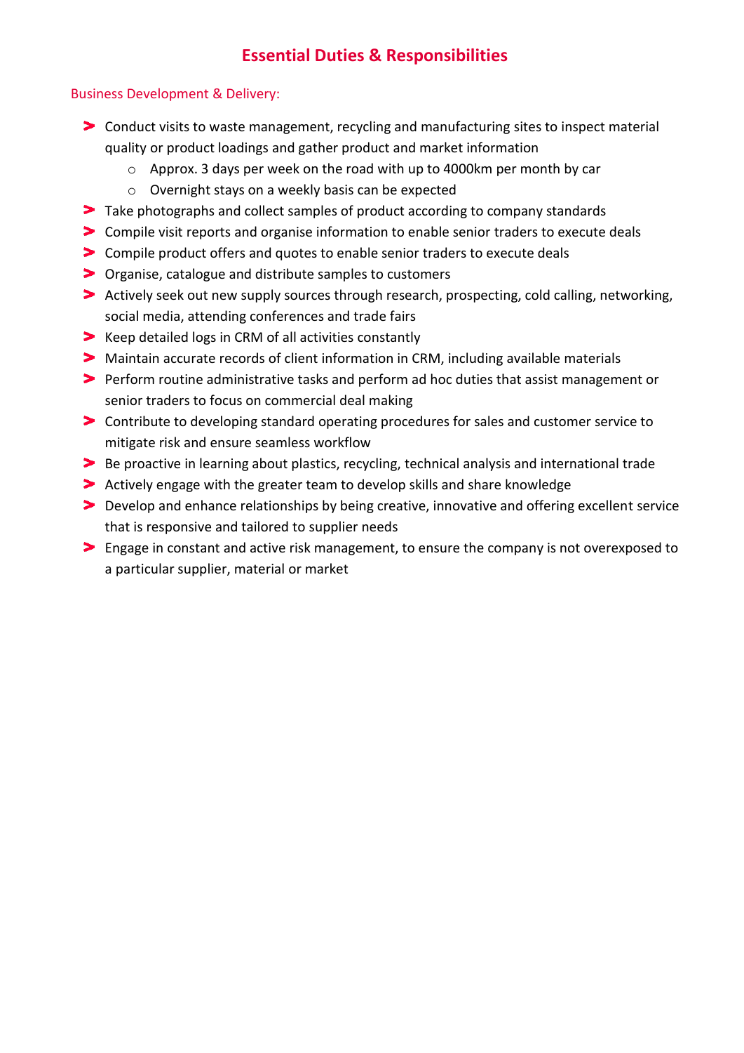# Essential Duties & Responsibilities

## Business Development & Delivery:

- Conduct visits to waste management, recycling and manufacturing sites to inspect material quality or product loadings and gather product and market information
  - Approx. 3 days per week on the road with up to 4000km per month by car
  - Overnight stays on a weekly basis can be expected
- Take photographs and collect samples of product according to company standards
- Compile visit reports and organise information to enable senior traders to execute deals
- Compile product offers and quotes to enable senior traders to execute deals
- Organise, catalogue and distribute samples to customers
- Actively seek out new supply sources through research, prospecting, cold calling, networking, social media, attending conferences and trade fairs
- Keep detailed logs in CRM of all activities constantly
- Maintain accurate records of client information in CRM, including available materials
- Perform routine administrative tasks and perform ad hoc duties that assist management or senior traders to focus on commercial deal making
- Contribute to developing standard operating procedures for sales and customer service to mitigate risk and ensure seamless workflow
- Be proactive in learning about plastics, recycling, technical analysis and international trade
- Actively engage with the greater team to develop skills and share knowledge
- Develop and enhance relationships by being creative, innovative and offering excellent service that is responsive and tailored to supplier needs
- Engage in constant and active risk management, to ensure the company is not overexposed to a particular supplier, material or market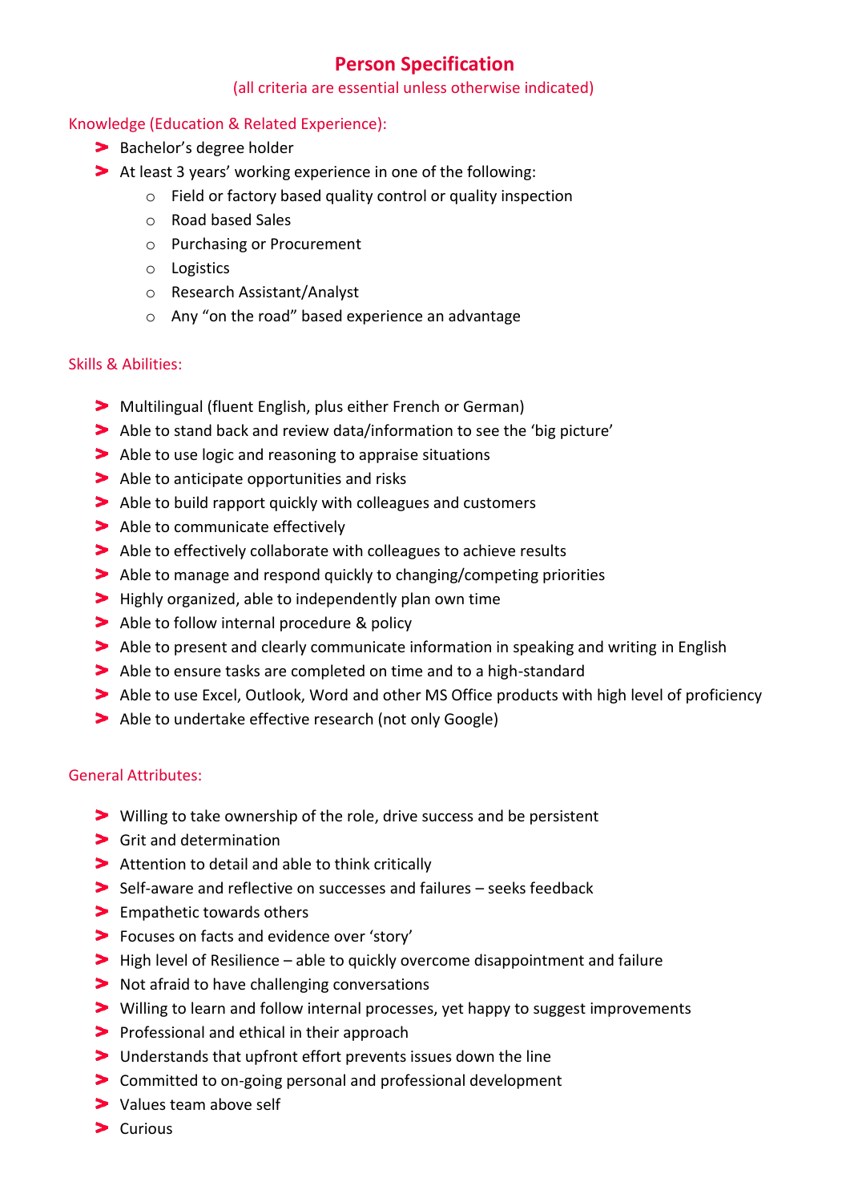# Person Specification

(all criteria are essential unless otherwise indicated)

## Knowledge (Education & Related Experience):

- Bachelor's degree holder
- At least 3 years' working experience in one of the following:
    - Field or factory based quality control or quality inspection
    - Road based Sales
    - Purchasing or Procurement
    - Logistics
    - Research Assistant/Analyst
    - Any "on the road" based experience an advantage

## Skills & Abilities:

- Multilingual (fluent English, plus either French or German)
- Able to stand back and review data/information to see the 'big picture'
- Able to use logic and reasoning to appraise situations
- Able to anticipate opportunities and risks
- Able to build rapport quickly with colleagues and customers
- Able to communicate effectively
- Able to effectively collaborate with colleagues to achieve results
- Able to manage and respond quickly to changing/competing priorities
- Highly organized, able to independently plan own time
- Able to follow internal procedure & policy
- Able to present and clearly communicate information in speaking and writing in English
- Able to ensure tasks are completed on time and to a high-standard
- Able to use Excel, Outlook, Word and other MS Office products with high level of proficiency
- Able to undertake effective research (not only Google)

## General Attributes:

- Willing to take ownership of the role, drive success and be persistent
- Grit and determination
- Attention to detail and able to think critically
- Self-aware and reflective on successes and failures – seeks feedback
- Empathetic towards others
- Focuses on facts and evidence over 'story'
- High level of Resilience – able to quickly overcome disappointment and failure
- Not afraid to have challenging conversations
- Willing to learn and follow internal processes, yet happy to suggest improvements
- Professional and ethical in their approach
- Understands that upfront effort prevents issues down the line
- Committed to on-going personal and professional development
- Values team above self
- Curious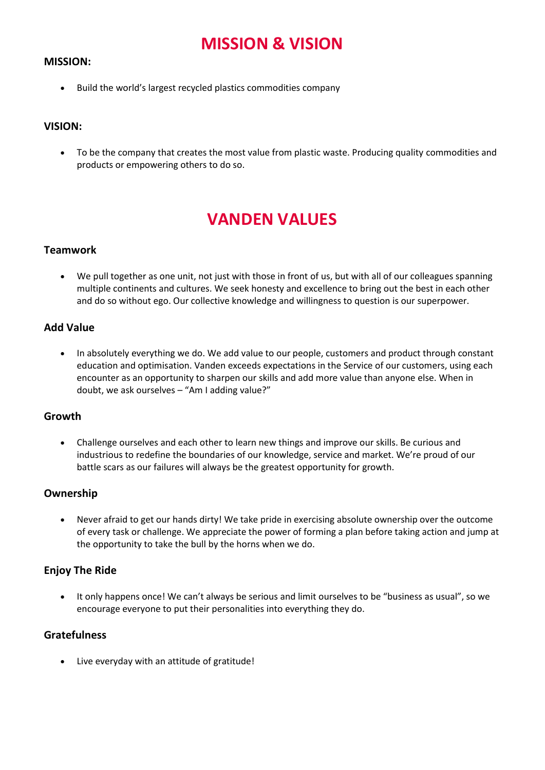# MISSION & VISION

**MISSION:**

- Build the world's largest recycled plastics commodities company

**VISION:**

- To be the company that creates the most value from plastic waste. Producing quality commodities and products or empowering others to do so.

# VANDEN VALUES

### Teamwork

- We pull together as one unit, not just with those in front of us, but with all of our colleagues spanning multiple continents and cultures. We seek honesty and excellence to bring out the best in each other and do so without ego. Our collective knowledge and willingness to question is our superpower.

### Add Value

- In absolutely everything we do. We add value to our people, customers and product through constant education and optimisation. Vanden exceeds expectations in the Service of our customers, using each encounter as an opportunity to sharpen our skills and add more value than anyone else. When in doubt, we ask ourselves – "Am I adding value?"

### Growth

- Challenge ourselves and each other to learn new things and improve our skills. Be curious and industrious to redefine the boundaries of our knowledge, service and market. We're proud of our battle scars as our failures will always be the greatest opportunity for growth.

### Ownership

- Never afraid to get our hands dirty! We take pride in exercising absolute ownership over the outcome of every task or challenge. We appreciate the power of forming a plan before taking action and jump at the opportunity to take the bull by the horns when we do.

### Enjoy The Ride

- It only happens once! We can't always be serious and limit ourselves to be "business as usual", so we encourage everyone to put their personalities into everything they do.

### Gratefulness

- Live everyday with an attitude of gratitude!